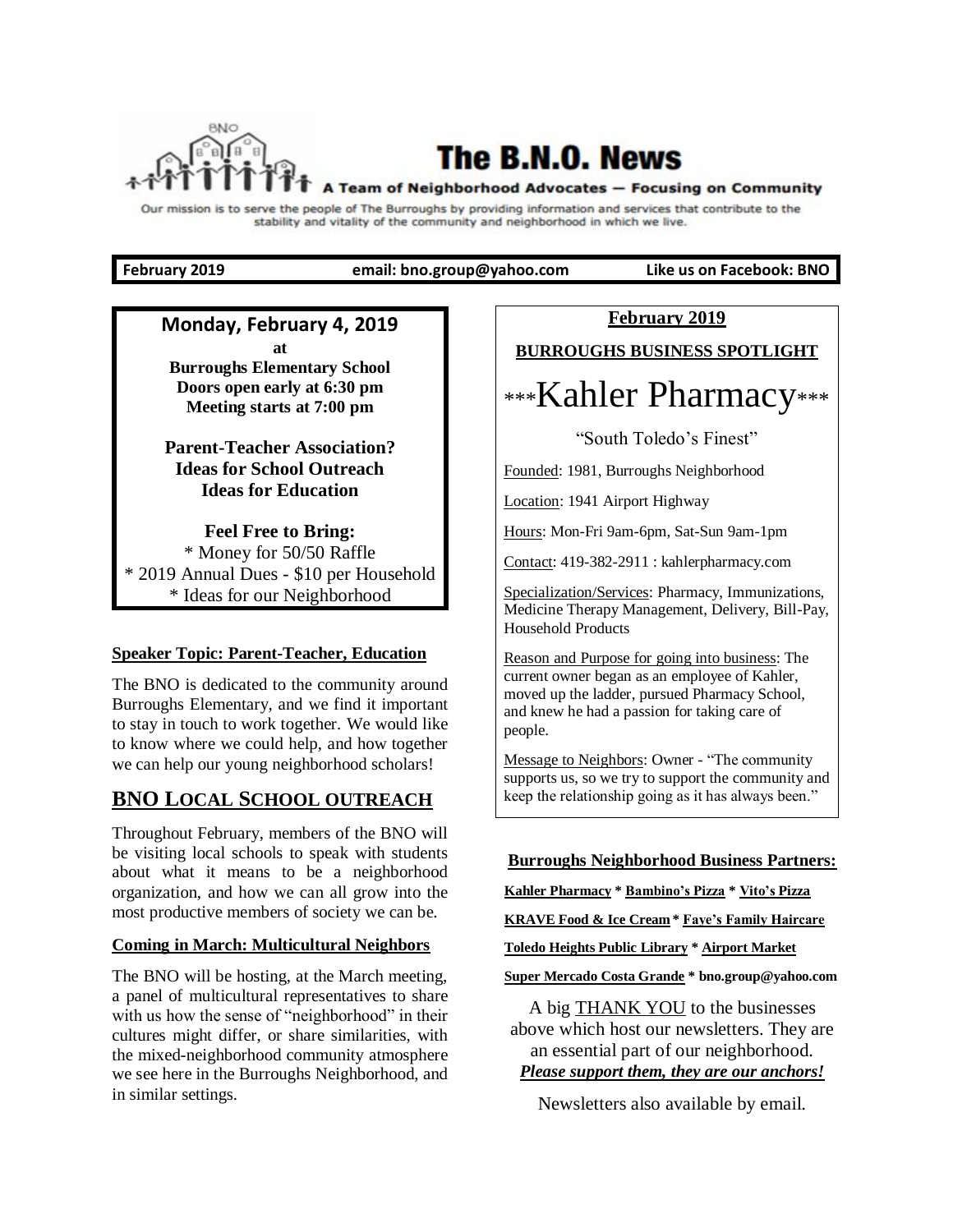# The B.N.O. News

**A Team of Neighborhood Advocates — Focusing on Community**

Our mission is to serve the people of The Burroughs by providing information and services that contribute to the stability and vitality of the community and neighborhood in which we live.

**February 2019** | **email: bno.group@yahoo.com** | **Like us on Facebook: BNO**

---

**Monday, February 4, 2019**
**at**
**Burroughs Elementary School**
**Doors open early at 6:30 pm**
**Meeting starts at 7:00 pm**

**Parent-Teacher Association?**
**Ideas for School Outreach**
**Ideas for Education**

**Feel Free to Bring:**
* Money for 50/50 Raffle
* 2019 Annual Dues - $10 per Household
* Ideas for our Neighborhood

---

**Speaker Topic: Parent-Teacher, Education**

The BNO is dedicated to the community around Burroughs Elementary, and we find it important to stay in touch to work together. We would like to know where we could help, and how together we can help our young neighborhood scholars!

## BNO LOCAL SCHOOL OUTREACH

Throughout February, members of the BNO will be visiting local schools to speak with students about what it means to be a neighborhood organization, and how we can all grow into the most productive members of society we can be.

**Coming in March: Multicultural Neighbors**

The BNO will be hosting, at the March meeting, a panel of multicultural representatives to share with us how the sense of "neighborhood" in their cultures might differ, or share similarities, with the mixed-neighborhood community atmosphere we see here in the Burroughs Neighborhood, and in similar settings.

---

**February 2019**

**BURROUGHS BUSINESS SPOTLIGHT**

## ***Kahler Pharmacy***

"South Toledo's Finest"

Founded: 1981, Burroughs Neighborhood

Location: 1941 Airport Highway

Hours: Mon-Fri 9am-6pm, Sat-Sun 9am-1pm

Contact: 419-382-2911 : kahlerpharmacy.com

Specialization/Services: Pharmacy, Immunizations, Medicine Therapy Management, Delivery, Bill-Pay, Household Products

Reason and Purpose for going into business: The current owner began as an employee of Kahler, moved up the ladder, pursued Pharmacy School, and knew he had a passion for taking care of people.

Message to Neighbors: Owner - "The community supports us, so we try to support the community and keep the relationship going as it has always been."

---

**Burroughs Neighborhood Business Partners:**

**Kahler Pharmacy * Bambino's Pizza * Vito's Pizza**

**KRAVE Food & Ice Cream * Faye's Family Haircare**

**Toledo Heights Public Library * Airport Market**

**Super Mercado Costa Grande * bno.group@yahoo.com**

A big THANK YOU to the businesses above which host our newsletters. They are an essential part of our neighborhood. ***Please support them, they are our anchors!***

Newsletters also available by email.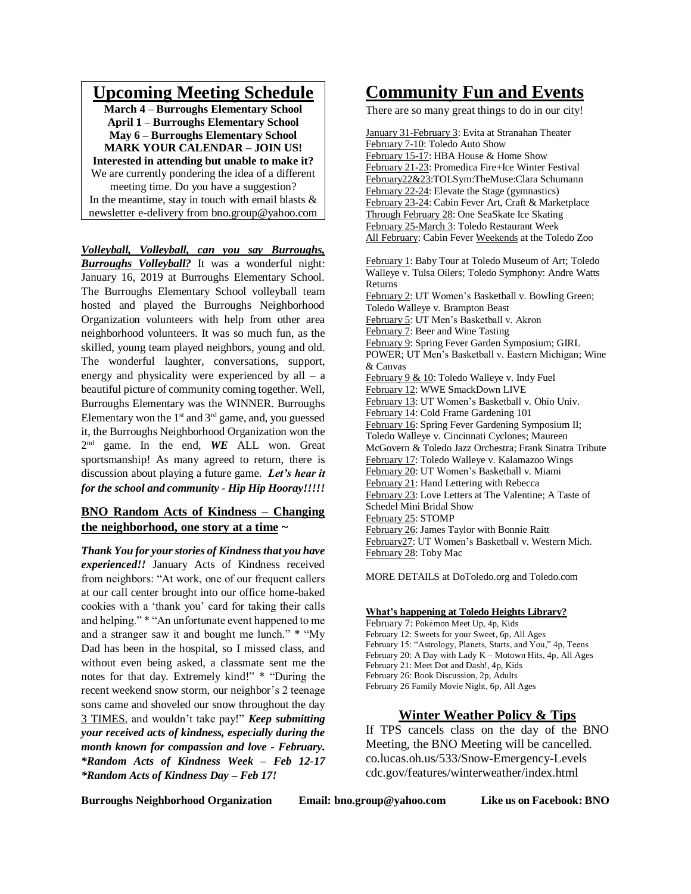## Upcoming Meeting Schedule

**March 4 – Burroughs Elementary School**
**April 1 – Burroughs Elementary School**
**May 6 – Burroughs Elementary School**
**MARK YOUR CALENDAR – JOIN US!**
**Interested in attending but unable to make it?**
We are currently pondering the idea of a different meeting time. Do you have a suggestion?
In the meantime, stay in touch with email blasts & newsletter e-delivery from bno.group@yahoo.com

***Volleyball, Volleyball, can you say Burroughs, Burroughs Volleyball?*** It was a wonderful night: January 16, 2019 at Burroughs Elementary School. The Burroughs Elementary School volleyball team hosted and played the Burroughs Neighborhood Organization volunteers with help from other area neighborhood volunteers. It was so much fun, as the skilled, young team played neighbors, young and old. The wonderful laughter, conversations, support, energy and physicality were experienced by all – a beautiful picture of community coming together. Well, Burroughs Elementary was the WINNER. Burroughs Elementary won the 1st and 3rd game, and, you guessed it, the Burroughs Neighborhood Organization won the 2nd game. In the end, ***WE*** ALL won. Great sportsmanship! As many agreed to return, there is discussion about playing a future game. ***Let's hear it for the school and community - Hip Hip Hooray!!!!!***

### BNO Random Acts of Kindness – Changing the neighborhood, one story at a time ~

***Thank You for your stories of Kindness that you have experienced!!*** January Acts of Kindness received from neighbors: "At work, one of our frequent callers at our call center brought into our office home-baked cookies with a 'thank you' card for taking their calls and helping." * "An unfortunate event happened to me and a stranger saw it and bought me lunch." * "My Dad has been in the hospital, so I missed class, and without even being asked, a classmate sent me the notes for that day. Extremely kind!" * "During the recent weekend snow storm, our neighbor's 2 teenage sons came and shoveled our snow throughout the day 3 TIMES, and wouldn't take pay!" ***Keep submitting your received acts of kindness, especially during the month known for compassion and love - February. *Random Acts of Kindness Week – Feb 12-17 *Random Acts of Kindness Day – Feb 17!***

## Community Fun and Events

There are so many great things to do in our city!

January 31-February 3: Evita at Stranahan Theater
February 7-10: Toledo Auto Show
February 15-17: HBA House & Home Show
February 21-23: Promedica Fire+Ice Winter Festival
February22&23:TOLSym:TheMuse:Clara Schumann
February 22-24: Elevate the Stage (gymnastics)
February 23-24: Cabin Fever Art, Craft & Marketplace
Through February 28: One SeaSkate Ice Skating
February 25-March 3: Toledo Restaurant Week
All February: Cabin Fever Weekends at the Toledo Zoo

February 1: Baby Tour at Toledo Museum of Art; Toledo Walleye v. Tulsa Oilers; Toledo Symphony: Andre Watts Returns
February 2: UT Women's Basketball v. Bowling Green; Toledo Walleye v. Brampton Beast
February 5: UT Men's Basketball v. Akron
February 7: Beer and Wine Tasting
February 9: Spring Fever Garden Symposium; GIRL POWER; UT Men's Basketball v. Eastern Michigan; Wine & Canvas
February 9 & 10: Toledo Walleye v. Indy Fuel
February 12: WWE SmackDown LIVE
February 13: UT Women's Basketball v. Ohio Univ.
February 14: Cold Frame Gardening 101
February 16: Spring Fever Gardening Symposium II; Toledo Walleye v. Cincinnati Cyclones; Maureen McGovern & Toledo Jazz Orchestra; Frank Sinatra Tribute
February 17: Toledo Walleye v. Kalamazoo Wings
February 20: UT Women's Basketball v. Miami
February 21: Hand Lettering with Rebecca
February 23: Love Letters at The Valentine; A Taste of Schedel Mini Bridal Show
February 25: STOMP
February 26: James Taylor with Bonnie Raitt
February27: UT Women's Basketball v. Western Mich.
February 28: Toby Mac

MORE DETAILS at DoToledo.org and Toledo.com

**What's happening at Toledo Heights Library?**

February 7: Pokémon Meet Up, 4p, Kids
February 12: Sweets for your Sweet, 6p, All Ages
February 15: "Astrology, Planets, Starts, and You," 4p, Teens
February 20: A Day with Lady K – Motown Hits, 4p, All Ages
February 21: Meet Dot and Dash!, 4p, Kids
February 26: Book Discussion, 2p, Adults
February 26 Family Movie Night, 6p, All Ages

### Winter Weather Policy & Tips

If TPS cancels class on the day of the BNO Meeting, the BNO Meeting will be cancelled.
co.lucas.oh.us/533/Snow-Emergency-Levels
cdc.gov/features/winterweather/index.html

**Burroughs Neighborhood Organization Email: bno.group@yahoo.com Like us on Facebook: BNO**